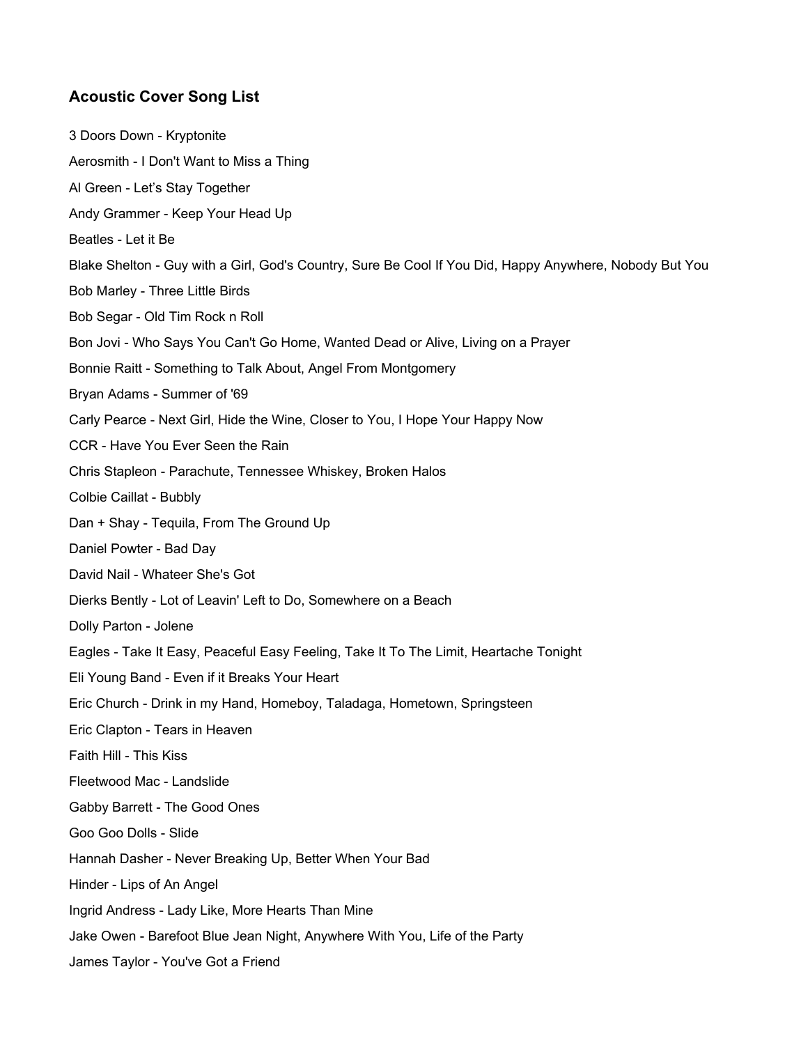### Acoustic Cover Song List

3 Doors Down - Kryptonite

Aerosmith - I Don't Want to Miss a Thing

Al Green - Let's Stay Together

Andy Grammer - Keep Your Head Up

Beatles - Let it Be

Blake Shelton - Guy with a Girl, God's Country, Sure Be Cool If You Did, Happy Anywhere, Nobody But You

Bob Marley - Three Little Birds

Bob Segar - Old Tim Rock n Roll

Bon Jovi - Who Says You Can't Go Home, Wanted Dead or Alive, Living on a Prayer

Bonnie Raitt - Something to Talk About, Angel From Montgomery

Bryan Adams - Summer of '69

Carly Pearce - Next Girl, Hide the Wine, Closer to You, I Hope Your Happy Now

CCR - Have You Ever Seen the Rain

Chris Stapleon - Parachute, Tennessee Whiskey, Broken Halos

Colbie Caillat - Bubbly

Dan + Shay - Tequila, From The Ground Up

Daniel Powter - Bad Day

David Nail - Whateer She's Got

Dierks Bently - Lot of Leavin' Left to Do, Somewhere on a Beach

Dolly Parton - Jolene

Eagles - Take It Easy, Peaceful Easy Feeling, Take It To The Limit, Heartache Tonight

Eli Young Band - Even if it Breaks Your Heart

Eric Church - Drink in my Hand, Homeboy, Taladaga, Hometown, Springsteen

Eric Clapton - Tears in Heaven

Faith Hill - This Kiss

Fleetwood Mac - Landslide

Gabby Barrett - The Good Ones

Goo Goo Dolls - Slide

Hannah Dasher - Never Breaking Up, Better When Your Bad

Hinder - Lips of An Angel

Ingrid Andress - Lady Like, More Hearts Than Mine

Jake Owen - Barefoot Blue Jean Night, Anywhere With You, Life of the Party

James Taylor - You've Got a Friend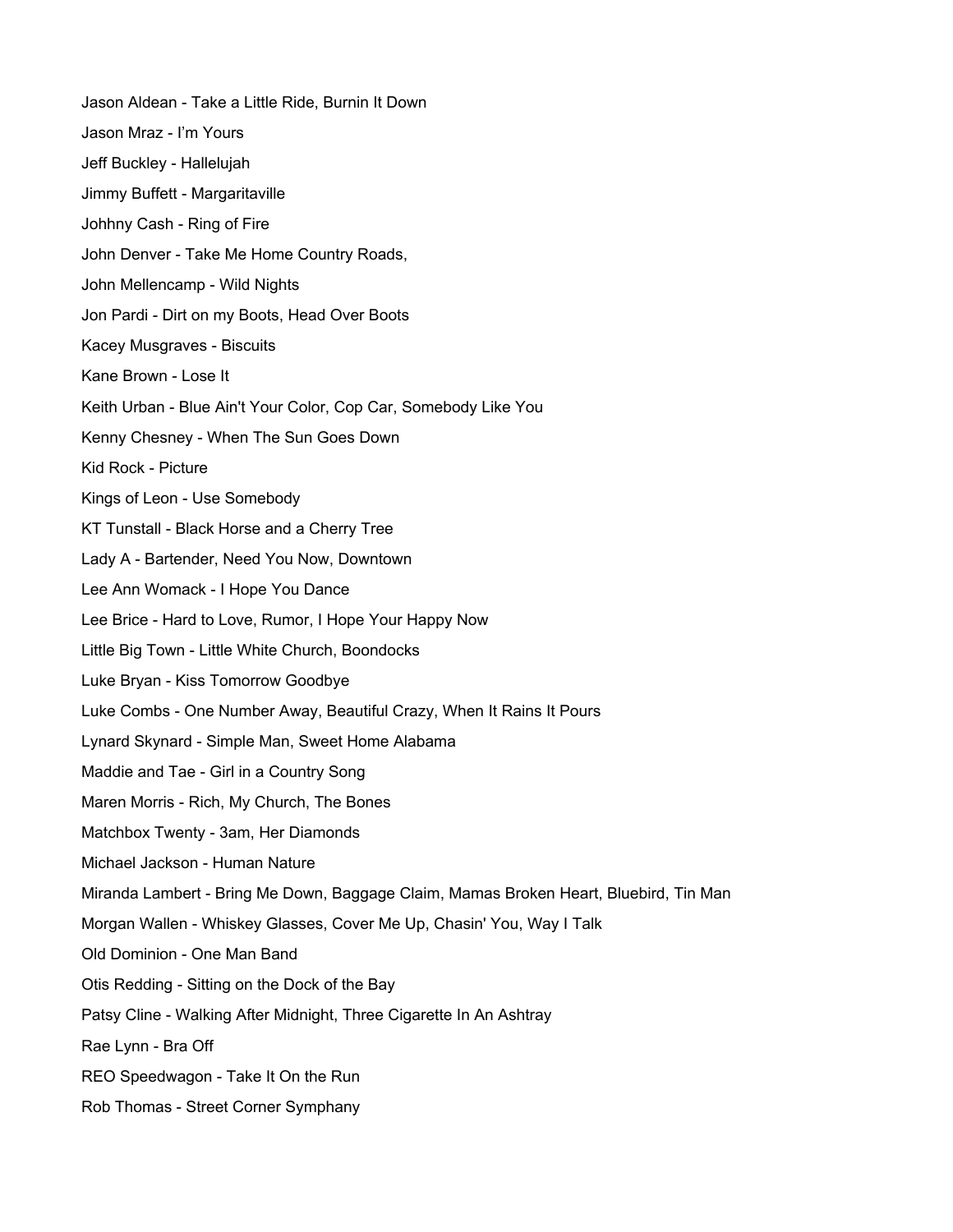Jason Aldean - Take a Little Ride, Burnin It Down

Jason Mraz - I'm Yours

Jeff Buckley - Hallelujah

Jimmy Buffett - Margaritaville

Johhny Cash - Ring of Fire

John Denver - Take Me Home Country Roads,

John Mellencamp - Wild Nights

Jon Pardi - Dirt on my Boots, Head Over Boots

Kacey Musgraves - Biscuits

Kane Brown - Lose It

Keith Urban - Blue Ain't Your Color, Cop Car, Somebody Like You

Kenny Chesney - When The Sun Goes Down

Kid Rock - Picture

Kings of Leon - Use Somebody

KT Tunstall - Black Horse and a Cherry Tree

Lady A - Bartender, Need You Now, Downtown

Lee Ann Womack - I Hope You Dance

Lee Brice - Hard to Love, Rumor, I Hope Your Happy Now

Little Big Town - Little White Church, Boondocks

Luke Bryan - Kiss Tomorrow Goodbye

Luke Combs - One Number Away, Beautiful Crazy, When It Rains It Pours

Lynard Skynard - Simple Man, Sweet Home Alabama

Maddie and Tae - Girl in a Country Song

Maren Morris - Rich, My Church, The Bones

Matchbox Twenty - 3am, Her Diamonds

Michael Jackson - Human Nature

Miranda Lambert - Bring Me Down, Baggage Claim, Mamas Broken Heart, Bluebird, Tin Man

Morgan Wallen - Whiskey Glasses, Cover Me Up, Chasin' You, Way I Talk

Old Dominion - One Man Band

Otis Redding - Sitting on the Dock of the Bay

Patsy Cline - Walking After Midnight, Three Cigarette In An Ashtray

Rae Lynn - Bra Off

REO Speedwagon - Take It On the Run

Rob Thomas - Street Corner Symphany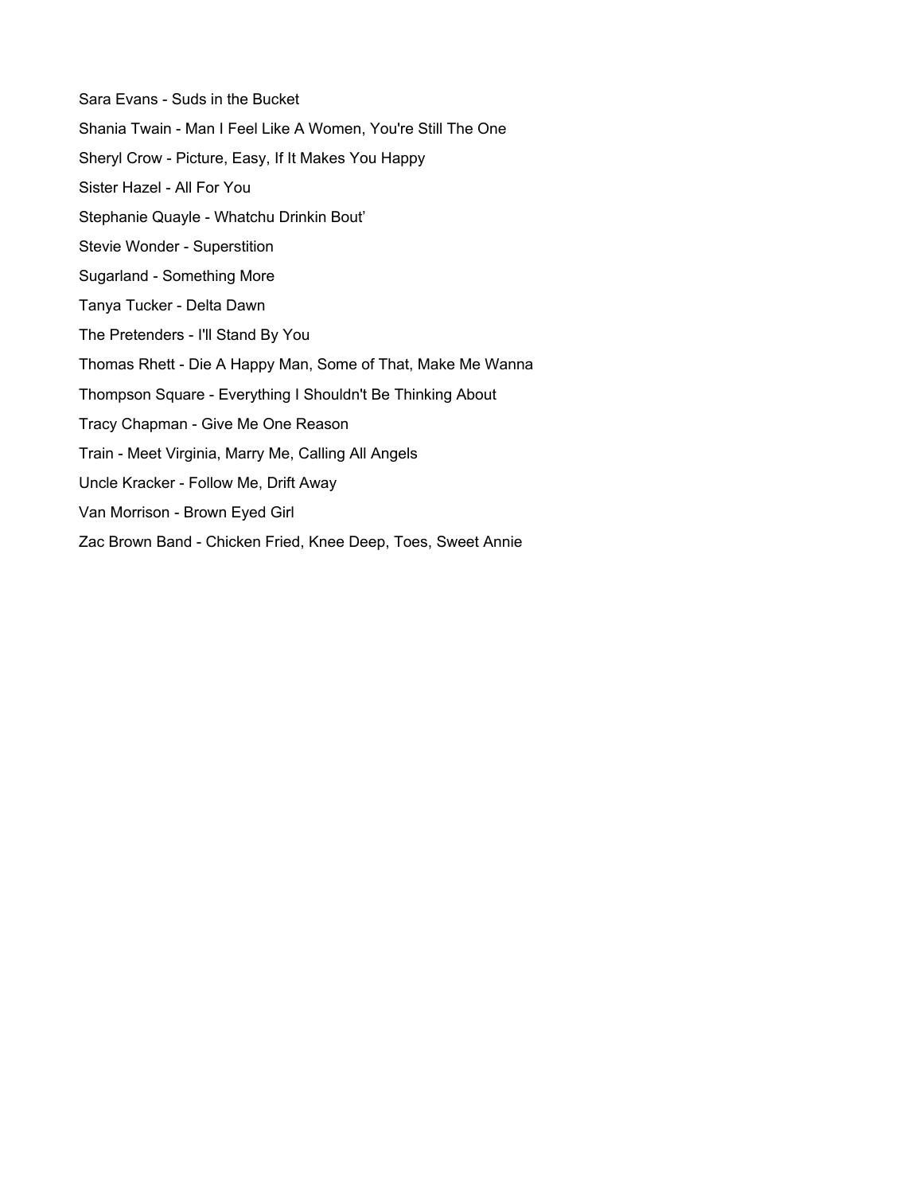Sara Evans - Suds in the Bucket

Shania Twain - Man I Feel Like A Women, You're Still The One

Sheryl Crow - Picture, Easy, If It Makes You Happy

Sister Hazel - All For You

Stephanie Quayle - Whatchu Drinkin Bout'

Stevie Wonder - Superstition

Sugarland - Something More

Tanya Tucker - Delta Dawn

The Pretenders - I'll Stand By You

Thomas Rhett - Die A Happy Man, Some of That, Make Me Wanna

Thompson Square - Everything I Shouldn't Be Thinking About

Tracy Chapman - Give Me One Reason

Train - Meet Virginia, Marry Me, Calling All Angels

Uncle Kracker - Follow Me, Drift Away

Van Morrison - Brown Eyed Girl

Zac Brown Band - Chicken Fried, Knee Deep, Toes, Sweet Annie